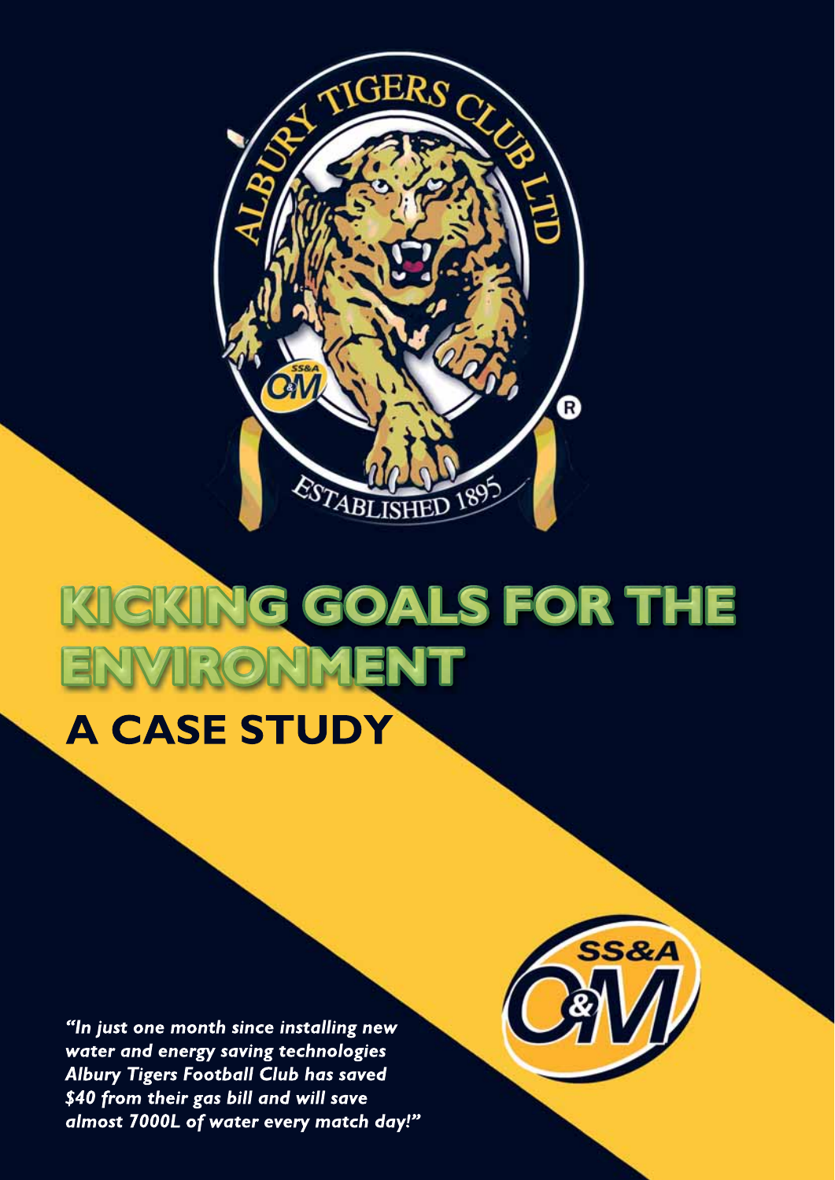# KICKING GOALS FOR THE ENVIRONMENT

## A CASE STUDY

*"In just one month since installing new water and energy saving technologies Albury Tigers Football Club has saved $40 from their gas bill and will save almost 7000L of water every match day!"*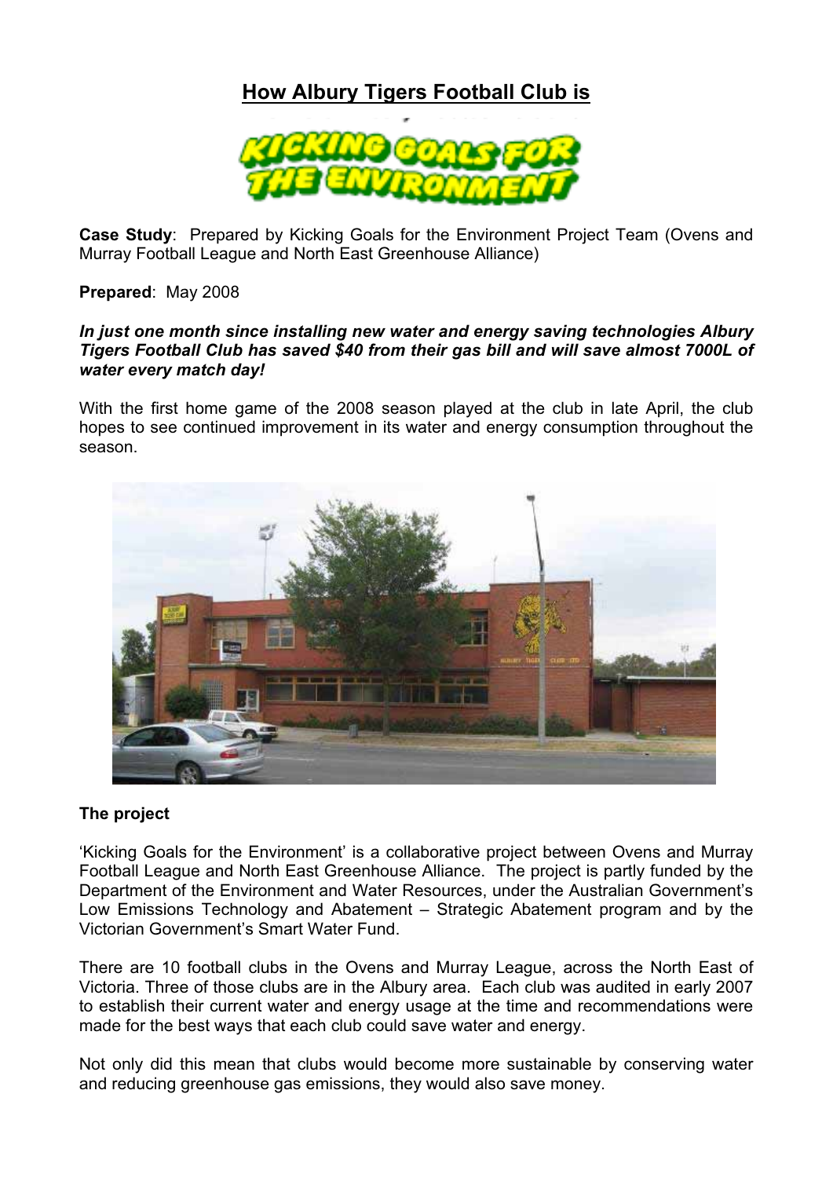# How Albury Tigers Football Club is

KICKING GOALS FOR THE ENVIRONMENT

**Case Study**: Prepared by Kicking Goals for the Environment Project Team (Ovens and Murray Football League and North East Greenhouse Alliance)

**Prepared**: May 2008

***In just one month since installing new water and energy saving technologies Albury Tigers Football Club has saved $40 from their gas bill and will save almost 7000L of water every match day!***

With the first home game of the 2008 season played at the club in late April, the club hopes to see continued improvement in its water and energy consumption throughout the season.

### The project

'Kicking Goals for the Environment' is a collaborative project between Ovens and Murray Football League and North East Greenhouse Alliance. The project is partly funded by the Department of the Environment and Water Resources, under the Australian Government's Low Emissions Technology and Abatement – Strategic Abatement program and by the Victorian Government's Smart Water Fund.

There are 10 football clubs in the Ovens and Murray League, across the North East of Victoria. Three of those clubs are in the Albury area. Each club was audited in early 2007 to establish their current water and energy usage at the time and recommendations were made for the best ways that each club could save water and energy.

Not only did this mean that clubs would become more sustainable by conserving water and reducing greenhouse gas emissions, they would also save money.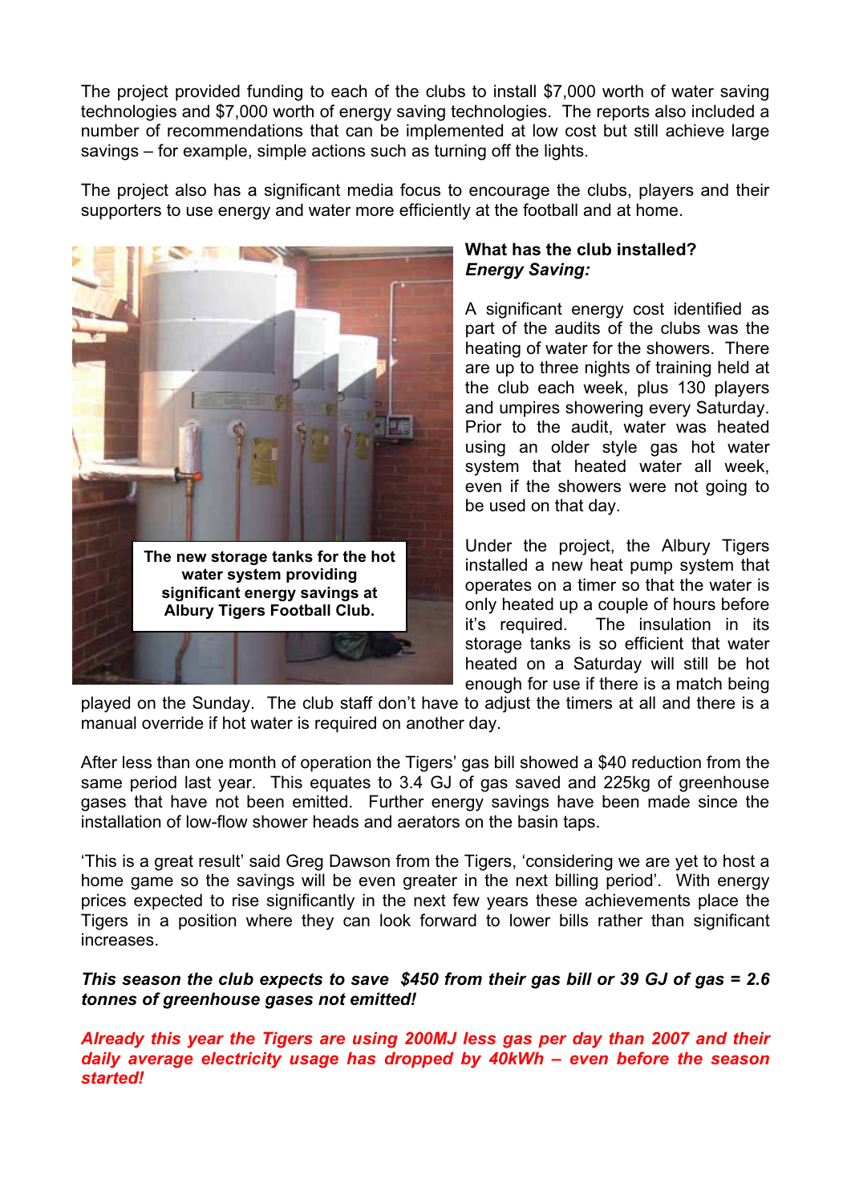The project provided funding to each of the clubs to install $7,000 worth of water saving technologies and $7,000 worth of energy saving technologies. The reports also included a number of recommendations that can be implemented at low cost but still achieve large savings – for example, simple actions such as turning off the lights.

The project also has a significant media focus to encourage the clubs, players and their supporters to use energy and water more efficiently at the football and at home.

**The new storage tanks for the hot water system providing significant energy savings at Albury Tigers Football Club.**

**What has the club installed?**
***Energy Saving:***

A significant energy cost identified as part of the audits of the clubs was the heating of water for the showers. There are up to three nights of training held at the club each week, plus 130 players and umpires showering every Saturday. Prior to the audit, water was heated using an older style gas hot water system that heated water all week, even if the showers were not going to be used on that day.

Under the project, the Albury Tigers installed a new heat pump system that operates on a timer so that the water is only heated up a couple of hours before it's required. The insulation in its storage tanks is so efficient that water heated on a Saturday will still be hot enough for use if there is a match being played on the Sunday. The club staff don't have to adjust the timers at all and there is a manual override if hot water is required on another day.

After less than one month of operation the Tigers' gas bill showed a $40 reduction from the same period last year. This equates to 3.4 GJ of gas saved and 225kg of greenhouse gases that have not been emitted. Further energy savings have been made since the installation of low-flow shower heads and aerators on the basin taps.

'This is a great result' said Greg Dawson from the Tigers, 'considering we are yet to host a home game so the savings will be even greater in the next billing period'. With energy prices expected to rise significantly in the next few years these achievements place the Tigers in a position where they can look forward to lower bills rather than significant increases.

***This season the club expects to save $450 from their gas bill or 39 GJ of gas = 2.6 tonnes of greenhouse gases not emitted!***

***Already this year the Tigers are using 200MJ less gas per day than 2007 and their daily average electricity usage has dropped by 40kWh – even before the season started!***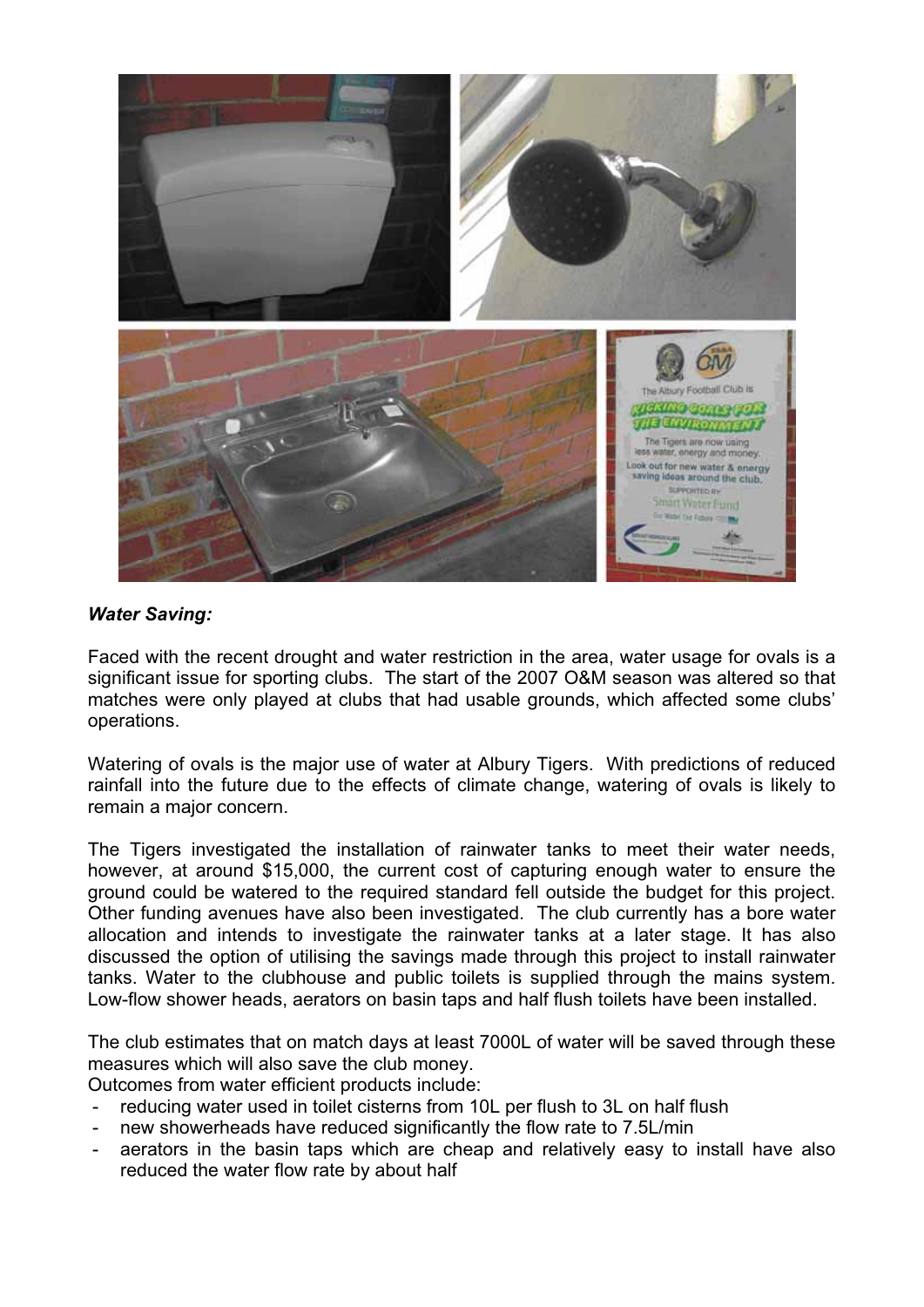***Water Saving:***

Faced with the recent drought and water restriction in the area, water usage for ovals is a significant issue for sporting clubs. The start of the 2007 O&M season was altered so that matches were only played at clubs that had usable grounds, which affected some clubs' operations.

Watering of ovals is the major use of water at Albury Tigers. With predictions of reduced rainfall into the future due to the effects of climate change, watering of ovals is likely to remain a major concern.

The Tigers investigated the installation of rainwater tanks to meet their water needs, however, at around $15,000, the current cost of capturing enough water to ensure the ground could be watered to the required standard fell outside the budget for this project. Other funding avenues have also been investigated. The club currently has a bore water allocation and intends to investigate the rainwater tanks at a later stage. It has also discussed the option of utilising the savings made through this project to install rainwater tanks. Water to the clubhouse and public toilets is supplied through the mains system. Low-flow shower heads, aerators on basin taps and half flush toilets have been installed.

The club estimates that on match days at least 7000L of water will be saved through these measures which will also save the club money.

Outcomes from water efficient products include:

- reducing water used in toilet cisterns from 10L per flush to 3L on half flush
- new showerheads have reduced significantly the flow rate to 7.5L/min
- aerators in the basin taps which are cheap and relatively easy to install have also reduced the water flow rate by about half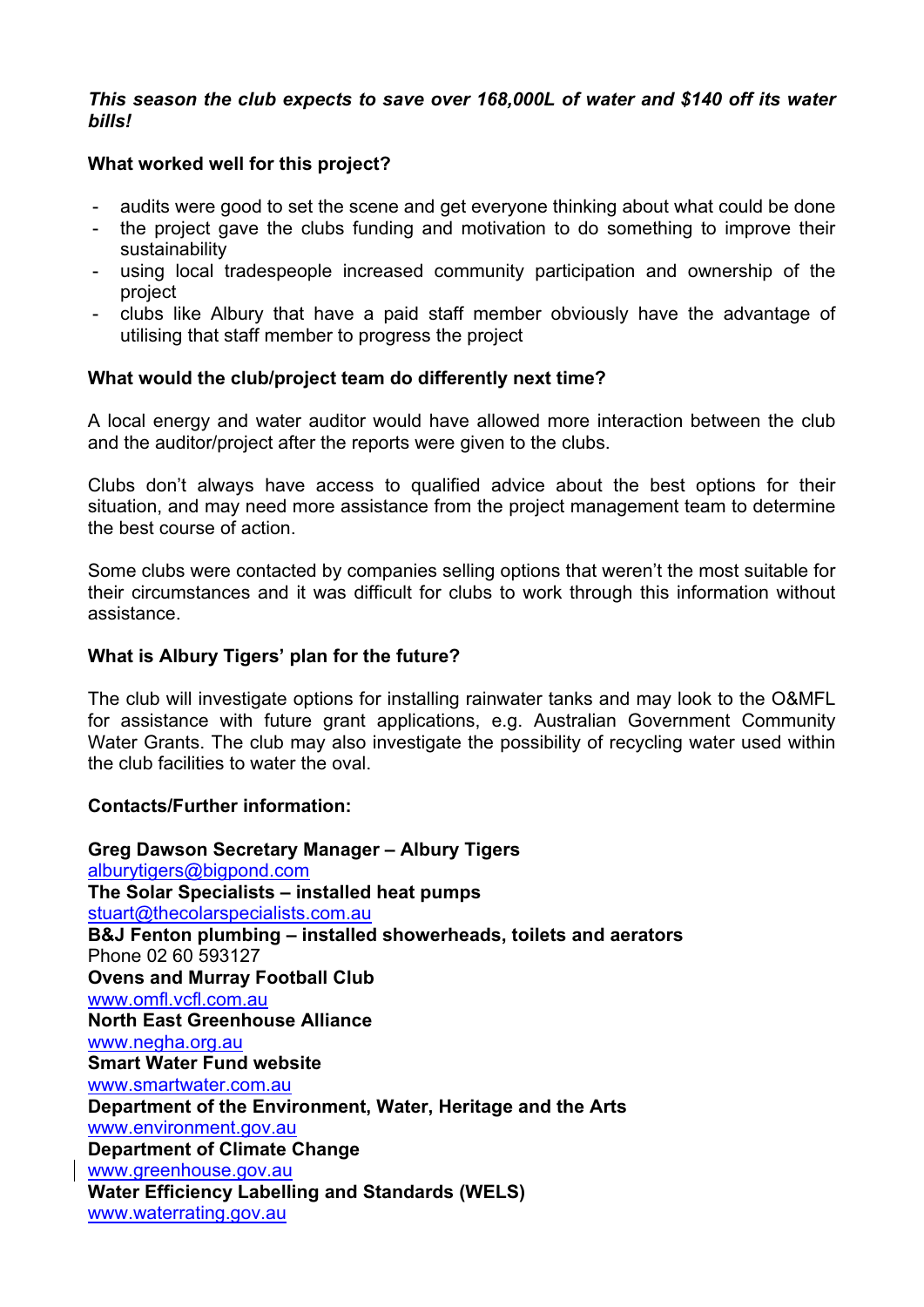***This season the club expects to save over 168,000L of water and $140 off its water bills!***

**What worked well for this project?**

- audits were good to set the scene and get everyone thinking about what could be done
- the project gave the clubs funding and motivation to do something to improve their sustainability
- using local tradespeople increased community participation and ownership of the project
- clubs like Albury that have a paid staff member obviously have the advantage of utilising that staff member to progress the project

**What would the club/project team do differently next time?**

A local energy and water auditor would have allowed more interaction between the club and the auditor/project after the reports were given to the clubs.

Clubs don't always have access to qualified advice about the best options for their situation, and may need more assistance from the project management team to determine the best course of action.

Some clubs were contacted by companies selling options that weren't the most suitable for their circumstances and it was difficult for clubs to work through this information without assistance.

**What is Albury Tigers' plan for the future?**

The club will investigate options for installing rainwater tanks and may look to the O&MFL for assistance with future grant applications, e.g. Australian Government Community Water Grants. The club may also investigate the possibility of recycling water used within the club facilities to water the oval.

**Contacts/Further information:**

**Greg Dawson Secretary Manager – Albury Tigers**
alburytigers@bigpond.com
**The Solar Specialists – installed heat pumps**
stuart@thecolarspecialists.com.au
**B&J Fenton plumbing – installed showerheads, toilets and aerators**
Phone 02 60 593127
**Ovens and Murray Football Club**
www.omfl.vcfl.com.au
**North East Greenhouse Alliance**
www.negha.org.au
**Smart Water Fund website**
www.smartwater.com.au
**Department of the Environment, Water, Heritage and the Arts**
www.environment.gov.au
**Department of Climate Change**
www.greenhouse.gov.au
**Water Efficiency Labelling and Standards (WELS)**
www.waterrating.gov.au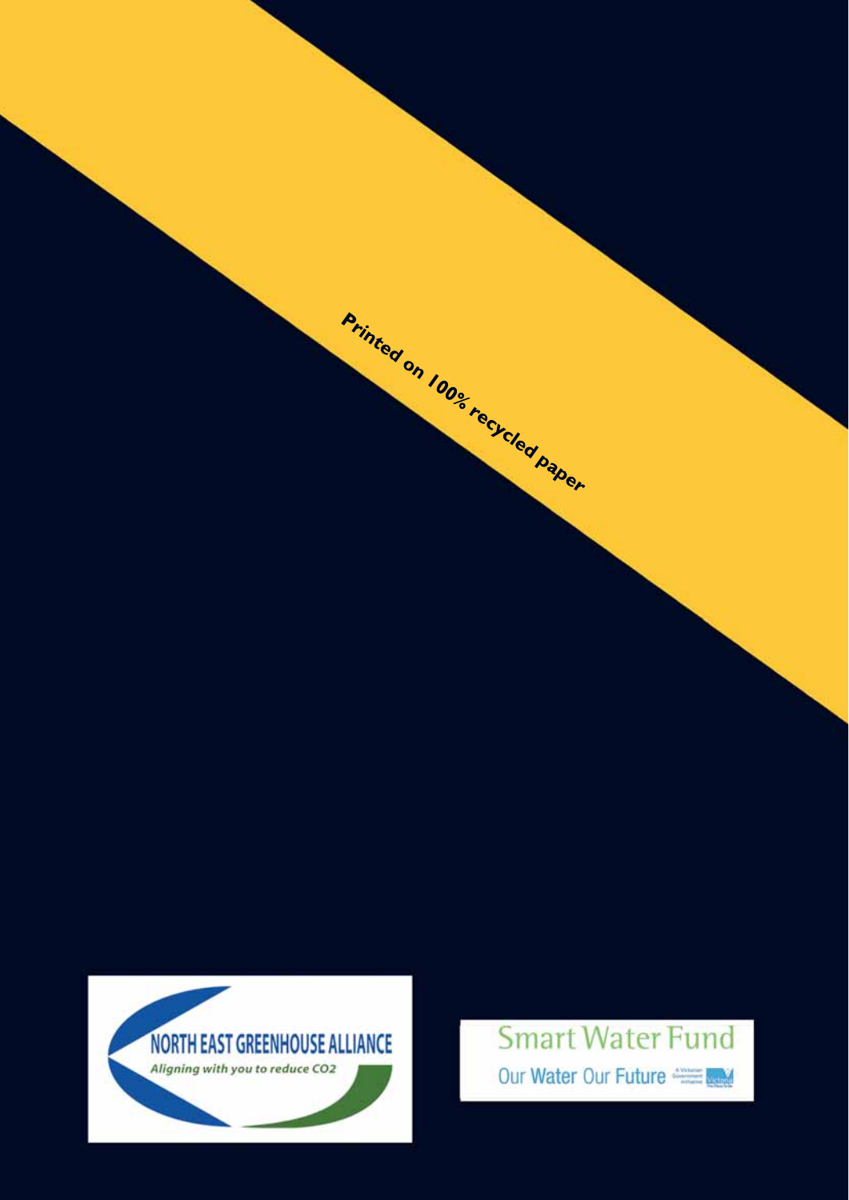Printed on 100% recycled paper

NORTH EAST GREENHOUSE ALLIANCE

*Aligning with you to reduce CO2*

Smart Water Fund

Our Water Our Future